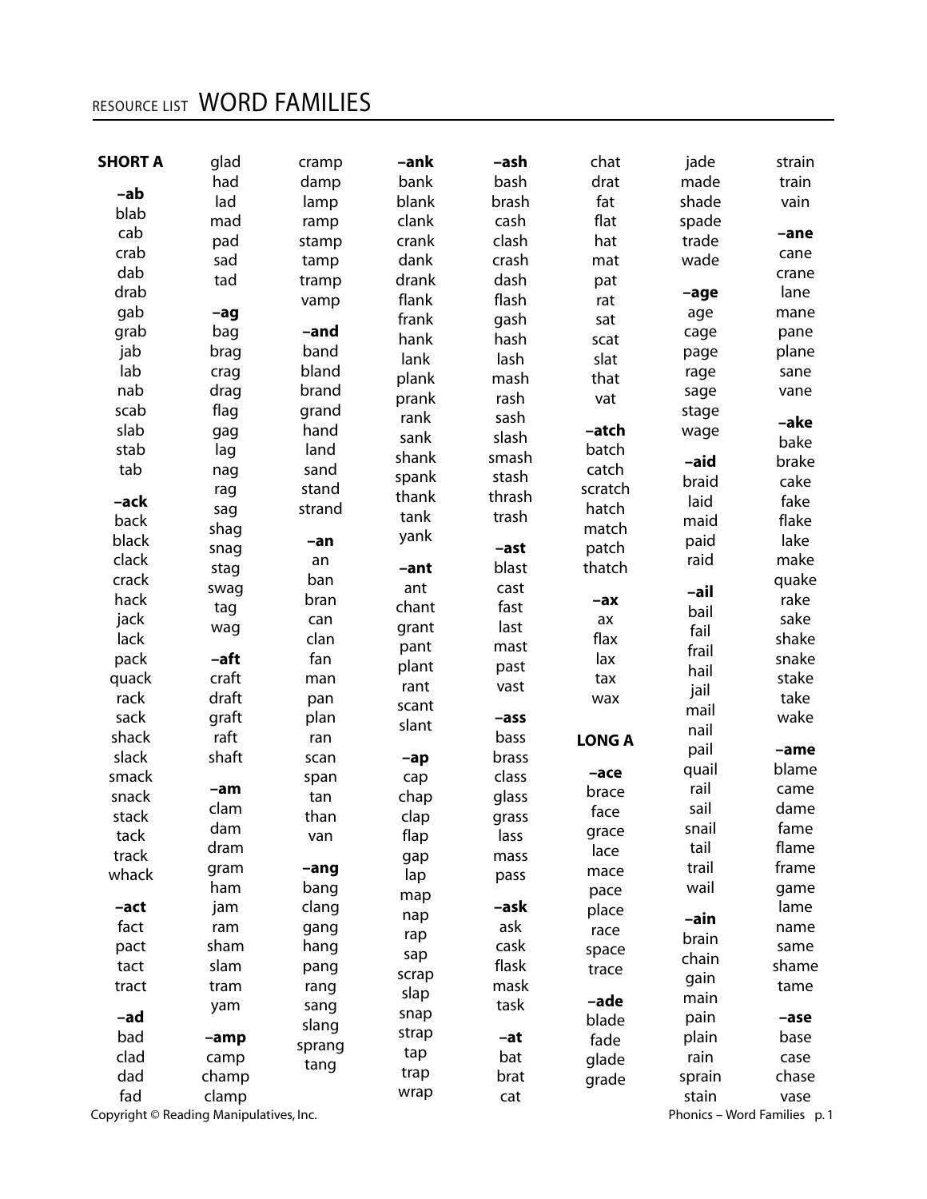# WORD FAMILIES

RESOURCE LIST

## SHORT A

**–ab**
blab
cab
crab
dab
drab
gab
grab
jab
lab
nab
scab
slab
stab
tab

**–ack**
back
black
clack
crack
hack
jack
lack
pack
quack
rack
sack
shack
slack
smack
snack
stack
tack
track
whack

**–act**
fact
pact
tact
tract

**–ad**
bad
clad
dad
fad
glad
had
lad
mad
pad
sad
tad

**–ag**
bag
brag
crag
drag
flag
gag
lag
nag
rag
sag
shag
snag
stag
swag
tag
wag

**–aft**
craft
draft
graft
raft
shaft

**–am**
clam
dam
dram
gram
ham
jam
ram
sham
slam
tram
yam

**–amp**
camp
champ
clamp
cramp
damp
lamp
ramp
stamp
tamp
tramp
vamp

**–and**
band
bland
brand
grand
hand
land
sand
stand
strand

**–an**
an
ban
bran
can
clan
fan
man
pan
plan
ran
scan
span
tan
than
van

**–ang**
bang
clang
gang
hang
pang
rang
sang
slang
sprang
tang

**–ank**
bank
blank
clank
crank
dank
drank
flank
frank
hank
lank
plank
prank
rank
sank
shank
spank
thank
tank
yank

**–ant**
ant
chant
grant
pant
plant
rant
scant
slant

**–ap**
cap
chap
clap
flap
gap
lap
map
nap
rap
sap
scrap
slap
snap
strap
tap
trap
wrap

**–ash**
bash
brash
cash
clash
crash
dash
flash
gash
hash
lash
mash
rash
sash
slash
smash
stash
thrash
trash

**–ast**
blast
cast
fast
last
mast
past
vast

**–ass**
bass
brass
class
glass
grass
lass
mass
pass

**–ask**
ask
cask
flask
mask
task

**–at**
bat
brat
cat
chat
drat
fat
flat
hat
mat
pat
rat
sat
scat
slat
that
vat

**–atch**
batch
catch
scratch
hatch
match
patch
thatch

**–ax**
ax
flax
lax
tax
wax

## LONG A

**–ace**
brace
face
grace
lace
mace
pace
place
race
space
trace

**–ade**
blade
fade
glade
grade
jade
made
shade
spade
trade
wade

**–age**
age
cage
page
rage
sage
stage
wage

**–aid**
braid
laid
maid
paid
raid

**–ail**
bail
fail
frail
hail
jail
mail
nail
pail
quail
rail
sail
snail
tail
trail
wail

**–ain**
brain
chain
gain
main
pain
plain
rain
sprain
stain
strain
train
vain

**–ane**
cane
crane
lane
mane
pane
plane
sane
vane

**–ake**
bake
brake
cake
fake
flake
lake
make
quake
rake
sake
shake
snake
stake
take
wake

**–ame**
blame
came
dame
fame
flame
frame
game
lame
name
same
shame
tame

**–ase**
base
case
chase
vase

Copyright © Reading Manipulatives, Inc.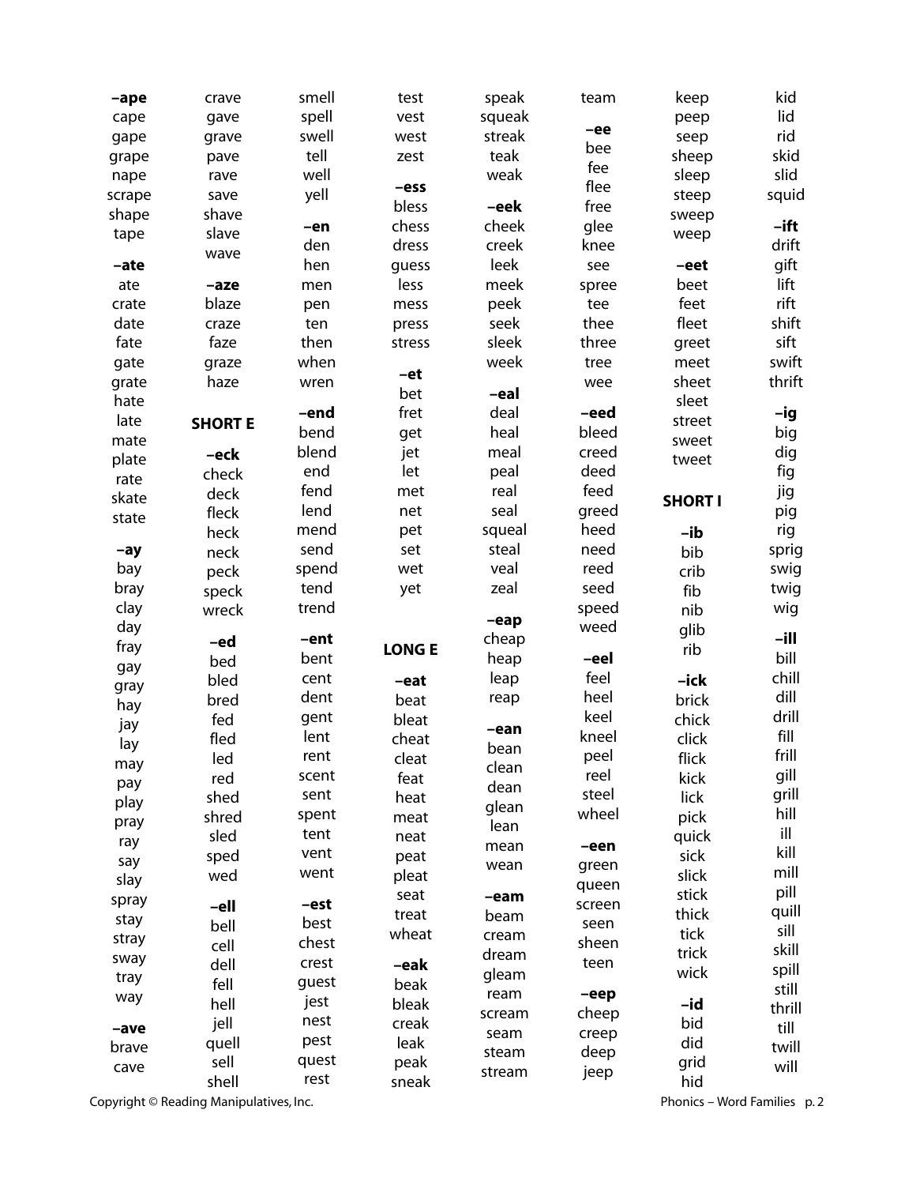**–ape**
cape
gape
grape
nape
scrape
shape
tape

**–ate**
ate
crate
date
fate
gate
grate
hate
late
mate
plate
rate
skate
state

**–ay**
bay
bray
clay
day
fray
gay
gray
hay
jay
lay
may
pay
play
pray
ray
say
slay
spray
stay
stray
sway
tray
way

**–ave**
brave
cave
crave
gave
grave
pave
rave
save
shave
slave
wave

**–aze**
blaze
craze
faze
graze
haze

## SHORT E

**–eck**
check
deck
fleck
heck
neck
peck
speck
wreck

**–ed**
bed
bled
bred
fed
fled
led
red
shed
shred
sled
sped
wed

**–ell**
bell
cell
dell
fell
hell
jell
quell
sell
shell
smell
spell
swell
tell
well
yell

**–en**
den
hen
men
pen
ten
then
when
wren

**–end**
bend
blend
end
fend
lend
mend
send
spend
tend
trend

**–ent**
bent
cent
dent
gent
lent
rent
scent
sent
spent
tent
vent
went

**–est**
best
chest
crest
guest
jest
nest
pest
quest
rest
test
vest
west
zest

**–ess**
bless
chess
dress
guess
less
mess
press
stress

**–et**
bet
fret
get
jet
let
met
net
pet
set
wet
yet

## LONG E

**–eat**
beat
bleat
cheat
cleat
feat
heat
meat
neat
peat
pleat
seat
treat
wheat

**–eak**
beak
bleak
creak
leak
peak
sneak
speak
squeak
streak
teak
weak

**–eek**
cheek
creek
leek
meek
peek
seek
sleek
week

**–eal**
deal
heal
meal
peal
real
seal
squeal
steal
veal
zeal

**–eap**
cheap
heap
leap
reap

**–ean**
bean
clean
dean
glean
lean
mean
wean

**–eam**
beam
cream
dream
gleam
ream
scream
seam
steam
stream
team

**–ee**
bee
fee
flee
free
glee
knee
see
spree
tee
thee
three
tree
wee

**–eed**
bleed
creed
deed
feed
greed
heed
need
reed
seed
speed
weed

**–eel**
feel
heel
keel
kneel
peel
reel
steel
wheel

**–een**
green
queen
screen
seen
sheen
teen

**–eep**
cheep
creep
deep
jeep
keep
peep
seep
sheep
sleep
steep
sweep
weep

**–eet**
beet
feet
fleet
greet
meet
sheet
sleet
street
sweet
tweet

## SHORT I

**–ib**
bib
crib
fib
nib
glib
rib

**–ick**
brick
chick
click
flick
kick
lick
pick
quick
sick
slick
stick
thick
tick
trick
wick

**–id**
bid
did
grid
hid
kid
lid
rid
skid
slid
squid

**–ift**
drift
gift
lift
rift
shift
sift
swift
thrift

**–ig**
big
dig
fig
jig
pig
rig
sprig
swig
twig
wig

**–ill**
bill
chill
dill
drill
fill
frill
gill
grill
hill
ill
kill
mill
pill
quill
sill
skill
spill
still
thrill
till
twill
will

Copyright © Reading Manipulatives, Inc.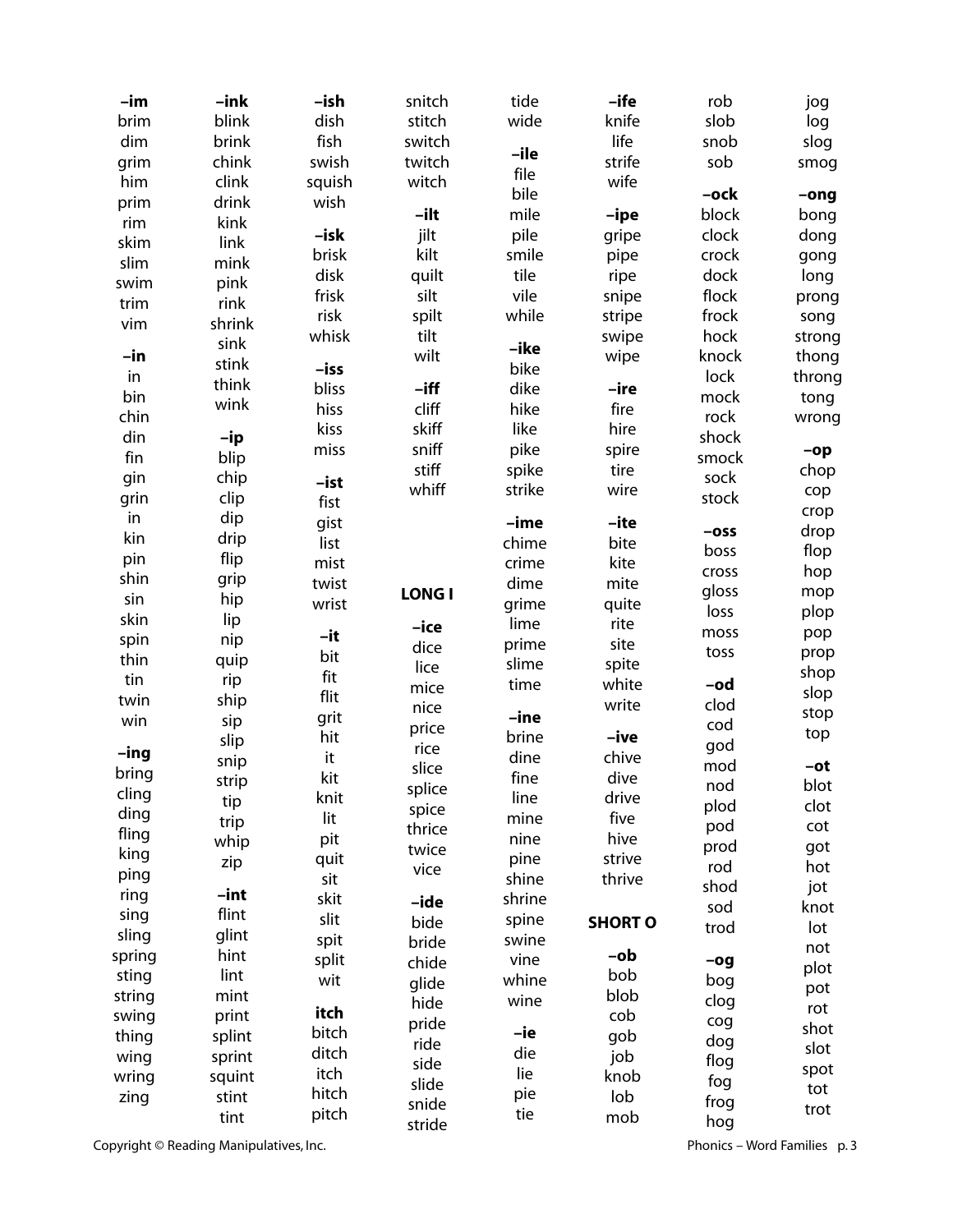**–im**
brim
dim
grim
him
prim
rim
skim
slim
swim
trim
vim

**–in**
in
bin
chin
din
fin
gin
grin
in
kin
pin
shin
sin
skin
spin
thin
tin
twin
win

**–ing**
bring
cling
ding
fling
king
ping
ring
sing
sling
spring
sting
string
swing
thing
wing
wring
zing

**–ink**
blink
brink
chink
clink
drink
kink
link
mink
pink
rink
shrink
sink
stink
think
wink

**–ip**
blip
chip
clip
dip
drip
flip
grip
hip
lip
nip
quip
rip
ship
sip
slip
snip
strip
tip
trip
whip
zip

**–int**
flint
glint
hint
lint
mint
print
splint
sprint
squint
stint
tint

**–ish**
dish
fish
swish
squish
wish

**–isk**
brisk
disk
frisk
risk
whisk

**–iss**
bliss
hiss
kiss
miss

**–ist**
fist
gist
list
mist
twist
wrist

**–it**
bit
fit
flit
grit
hit
it
kit
knit
lit
pit
quit
sit
skit
slit
spit
split
wit

**itch**
bitch
ditch
itch
hitch
pitch
snitch
stitch
switch
twitch
witch

**–ilt**
jilt
kilt
quilt
silt
spilt
tilt
wilt

**–iff**
cliff
skiff
sniff
stiff
whiff

**LONG I**

**–ice**
dice
lice
mice
nice
price
rice
slice
splice
spice
thrice
twice
vice

**–ide**
bide
bride
chide
glide
hide
pride
ride
side
slide
snide
stride
tide
wide

**–ile**
file
bile
mile
pile
smile
tile
vile
while

**–ike**
bike
dike
hike
like
pike
spike
strike

**–ime**
chime
crime
dime
grime
lime
prime
slime
time

**–ine**
brine
dine
fine
line
mine
nine
pine
shine
shrine
spine
swine
vine
whine
wine

**–ie**
die
lie
pie
tie

**–ife**
knife
life
strife
wife

**–ipe**
gripe
pipe
ripe
snipe
stripe
swipe
wipe

**–ire**
fire
hire
spire
tire
wire

**–ite**
bite
kite
mite
quite
rite
site
spite
white
write

**–ive**
chive
dive
drive
five
hive
strive
thrive

**SHORT O**

**–ob**
bob
blob
cob
gob
job
knob
lob
mob
rob
slob
snob
sob

**–ock**
block
clock
crock
dock
flock
frock
hock
knock
lock
mock
rock
shock
smock
sock
stock

**–oss**
boss
cross
gloss
loss
moss
toss

**–od**
clod
cod
god
mod
nod
plod
pod
prod
rod
shod
sod
trod

**–og**
bog
clog
cog
dog
flog
fog
frog
hog
jog
log
slog
smog

**–ong**
bong
dong
gong
long
prong
song
strong
thong
throng
tong
wrong

**–op**
chop
cop
crop
drop
flop
hop
mop
plop
pop
prop
shop
slop
stop
top

**–ot**
blot
clot
cot
got
hot
jot
knot
lot
not
plot
pot
rot
shot
slot
spot
tot
trot

Copyright © Reading Manipulatives, Inc.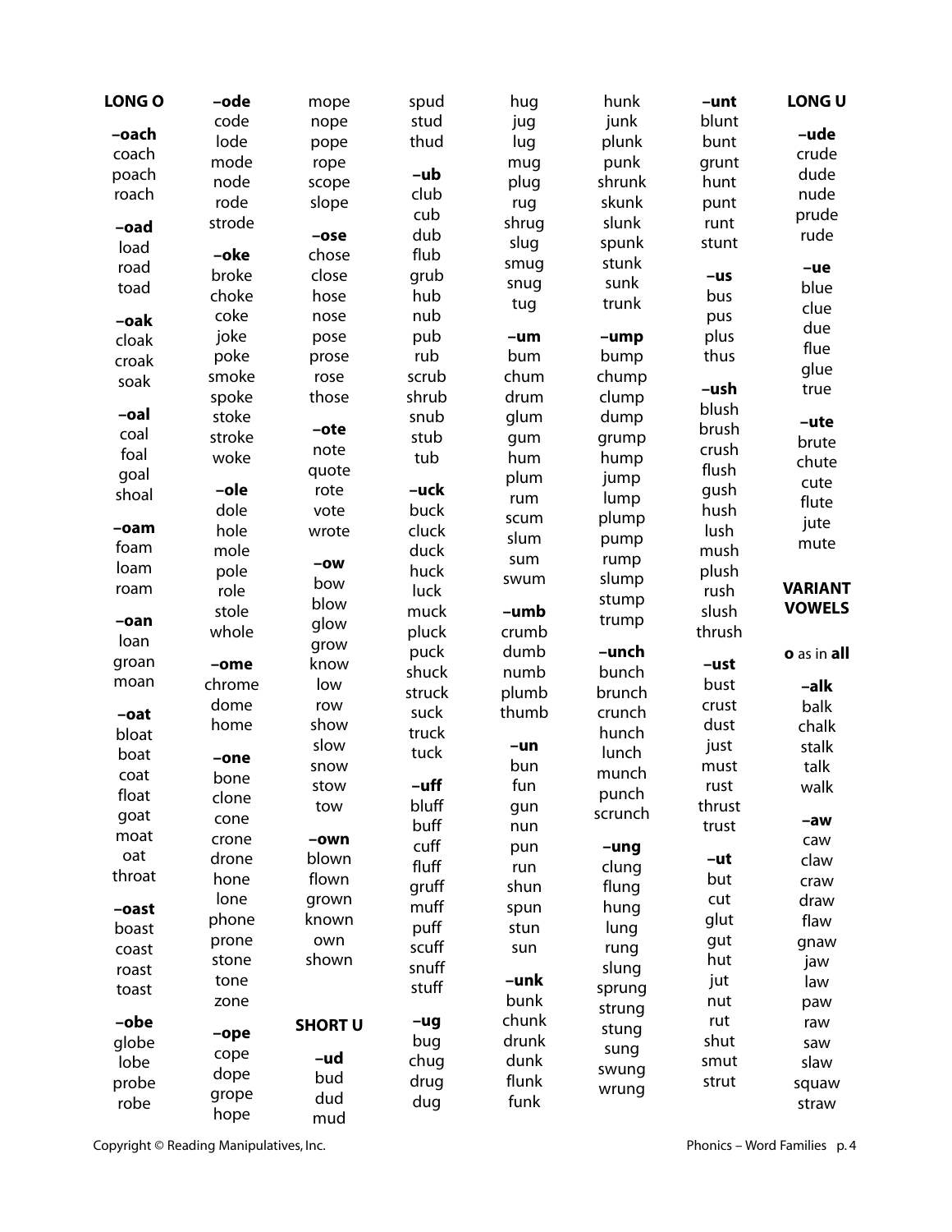## LONG O

**–oach**
coach
poach
roach

**–oad**
load
road
toad

**–oak**
cloak
croak
soak

**–oal**
coal
foal
goal
shoal

**–oam**
foam
loam
roam

**–oan**
loan
groan
moan

**–oat**
bloat
boat
coat
float
goat
moat
oat
throat

**–oast**
boast
coast
roast
toast

**–obe**
globe
lobe
probe
robe

**–ode**
code
lode
mode
node
rode
strode

**–oke**
broke
choke
coke
joke
poke
smoke
spoke
stoke
stroke
woke

**–ole**
dole
hole
mole
pole
role
stole
whole

**–ome**
chrome
dome
home

**–one**
bone
clone
cone
crone
drone
hone
lone
phone
prone
stone
tone
zone

**–ope**
cope
dope
grope
hope
mope
nope
pope
rope
scope
slope

**–ose**
chose
close
hose
nose
pose
prose
rose
those

**–ote**
note
quote
rote
vote
wrote

**–ow**
bow
blow
glow
grow
know
low
row
show
slow
snow
stow
tow

**–own**
blown
flown
grown
known
own
shown

## SHORT U

**–ud**
bud
dud
mud
spud
stud
thud

**–ub**
club
cub
dub
flub
grub
hub
nub
pub
rub
scrub
shrub
snub
stub
tub

**–uck**
buck
cluck
duck
huck
luck
muck
pluck
puck
shuck
struck
suck
truck
tuck

**–uff**
bluff
buff
cuff
fluff
gruff
muff
puff
scuff
snuff
stuff

**–ug**
bug
chug
drug
dug
hug
jug
lug
mug
plug
rug
shrug
slug
smug
snug
tug

**–um**
bum
chum
drum
glum
gum
hum
plum
rum
scum
slum
sum
swum

**–umb**
crumb
dumb
numb
plumb
thumb

**–un**
bun
fun
gun
nun
pun
run
shun
spun
stun
sun

**–unk**
bunk
chunk
drunk
dunk
flunk
funk
hunk
junk
plunk
punk
shrunk
skunk
slunk
spunk
stunk
sunk
trunk

**–ump**
bump
chump
clump
dump
grump
hump
jump
lump
plump
pump
rump
slump
stump
trump

**–unch**
bunch
brunch
crunch
hunch
lunch
munch
punch
scrunch

**–ung**
clung
flung
hung
lung
rung
slung
sprung
strung
stung
sung
swung
wrung

**–unt**
blunt
bunt
grunt
hunt
punt
runt
stunt

**–us**
bus
pus
plus
thus

**–ush**
blush
brush
crush
flush
gush
hush
lush
mush
plush
rush
slush
thrush

**–ust**
bust
crust
dust
just
must
rust
thrust
trust

**–ut**
but
cut
glut
gut
hut
jut
nut
rut
shut
smut
strut

## LONG U

**–ude**
crude
dude
nude
prude
rude

**–ue**
blue
clue
due
flue
glue
true

**–ute**
brute
chute
cute
flute
jute
mute

## VARIANT VOWELS

**o** as in **all**

**–alk**
balk
chalk
stalk
talk
walk

**–aw**
caw
claw
craw
draw
flaw
gnaw
jaw
law
paw
raw
saw
slaw
squaw
straw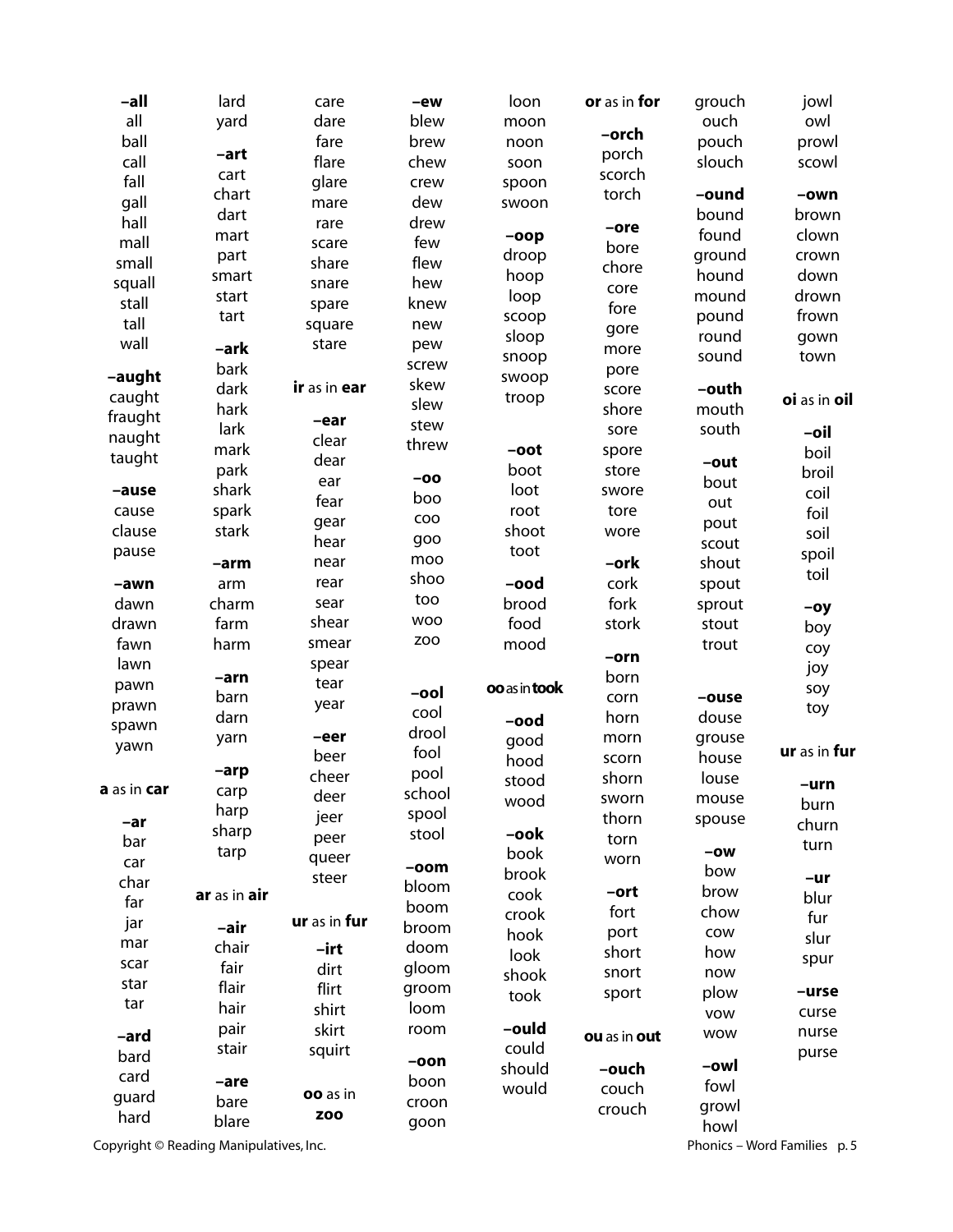**–all**
all
ball
call
fall
gall
hall
mall
small
squall
stall
tall
wall

**–aught**
caught
fraught
naught
taught

**–ause**
cause
clause
pause

**–awn**
dawn
drawn
fawn
lawn
pawn
prawn
spawn
yawn

**a** as in **car**

**–ar**
bar
car
char
far
jar
mar
scar
star
tar

**–ard**
bard
card
guard
hard
lard
yard

**–art**
cart
chart
dart
mart
part
smart
start
tart

**–ark**
bark
dark
hark
lark
mark
park
shark
spark
stark

**–arm**
arm
charm
farm
harm

**–arn**
barn
darn
yarn

**–arp**
carp
harp
sharp
tarp

**ar** as in **air**

**–air**
chair
fair
flair
hair
pair
stair

**–are**
bare
blare
care
dare
fare
flare
glare
mare
rare
scare
share
snare
spare
square
stare

**ir** as in **ear**

**–ear**
clear
dear
ear
fear
gear
hear
near
rear
sear
shear
smear
spear
tear
year

**–eer**
beer
cheer
deer
jeer
peer
queer
steer

**ur** as in **fur**

**–irt**
dirt
flirt
shirt
skirt
squirt

**oo** as in **zoo**

**–ew**
blew
brew
chew
crew
dew
drew
few
flew
hew
knew
new
pew
screw
skew
slew
stew
threw

**–oo**
boo
coo
goo
moo
shoo
too
woo
zoo

**–ool**
cool
drool
fool
pool
school
spool
stool

**–oom**
bloom
boom
broom
doom
gloom
groom
loom
room

**–oon**
boon
croon
goon
loon
moon
noon
soon
spoon
swoon

**–oop**
droop
hoop
loop
scoop
sloop
snoop
swoop
troop

**–oot**
boot
loot
root
shoot
toot

**–ood**
brood
food
mood

**oo** as in **took**

**–ood**
good
hood
stood
wood

**–ook**
book
brook
cook
crook
hook
look
shook
took

**–ould**
could
should
would

**or** as in **for**

**–orch**
porch
scorch
torch

**–ore**
bore
chore
core
fore
gore
more
pore
score
shore
sore
spore
store
swore
tore
wore

**–ork**
cork
fork
stork

**–orn**
born
corn
horn
morn
scorn
shorn
sworn
thorn
torn
worn

**–ort**
fort
port
short
snort
sport

**ou** as in **out**

**–ouch**
couch
crouch
grouch
ouch
pouch
slouch

**–ound**
bound
found
ground
hound
mound
pound
round
sound

**–outh**
mouth
south

**–out**
bout
out
pout
scout
shout
spout
sprout
stout
trout

**–ouse**
douse
grouse
house
louse
mouse
spouse

**–ow**
bow
brow
chow
cow
how
now
plow
vow
wow

**–owl**
fowl
growl
howl
jowl
owl
prowl
scowl

**–own**
brown
clown
crown
down
drown
frown
gown
town

**oi** as in **oil**

**–oil**
boil
broil
coil
foil
soil
spoil
toil

**–oy**
boy
coy
joy
soy
toy

**ur** as in **fur**

**–urn**
burn
churn
turn

**–ur**
blur
fur
slur
spur

**–urse**
curse
nurse
purse

Copyright © Reading Manipulatives, Inc.